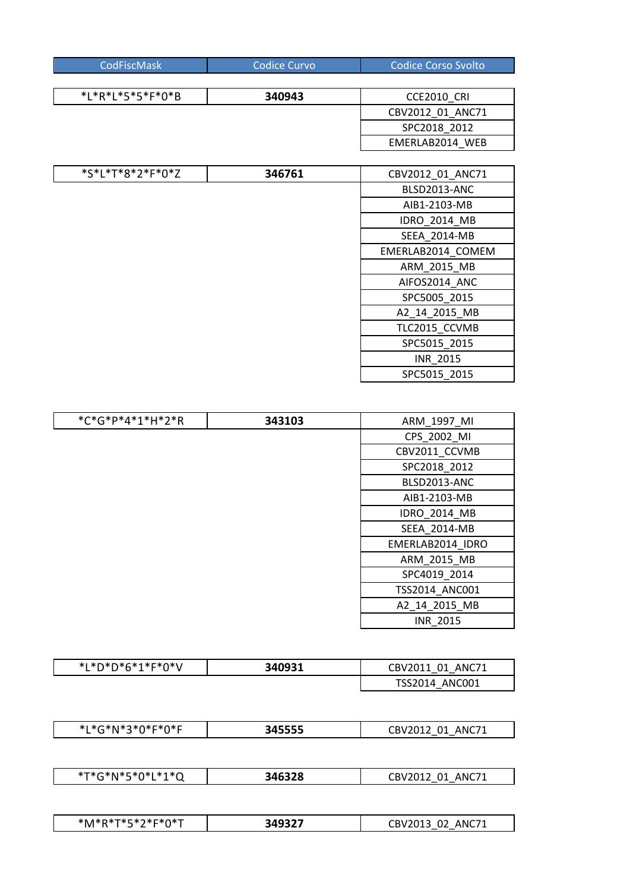| CodFiscMask | Codice Curvo | Codice Corso Svolto |
|---|---|---|
| *L*R*L*5*5*F*0*B | **340943** | CCE2010_CRI |
| | | CBV2012_01_ANC71 |
| | | SPC2018_2012 |
| | | EMERLAB2014_WEB |
| *S*L*T*8*2*F*0*Z | **346761** | CBV2012_01_ANC71 |
| | | BLSD2013-ANC |
| | | AIB1-2103-MB |
| | | IDRO_2014_MB |
| | | SEEA_2014-MB |
| | | EMERLAB2014_COMEM |
| | | ARM_2015_MB |
| | | AIFOS2014_ANC |
| | | SPC5005_2015 |
| | | A2_14_2015_MB |
| | | TLC2015_CCVMB |
| | | SPC5015_2015 |
| | | INR_2015 |
| | | SPC5015_2015 |
| *C*G*P*4*1*H*2*R | **343103** | ARM_1997_MI |
| | | CPS_2002_MI |
| | | CBV2011_CCVMB |
| | | SPC2018_2012 |
| | | BLSD2013-ANC |
| | | AIB1-2103-MB |
| | | IDRO_2014_MB |
| | | SEEA_2014-MB |
| | | EMERLAB2014_IDRO |
| | | ARM_2015_MB |
| | | SPC4019_2014 |
| | | TSS2014_ANC001 |
| | | A2_14_2015_MB |
| | | INR_2015 |
| *L*D*D*6*1*F*0*V | **340931** | CBV2011_01_ANC71 |
| | | TSS2014_ANC001 |
| *L*G*N*3*0*F*0*F | **345555** | CBV2012_01_ANC71 |
| *T*G*N*5*0*L*1*Q | **346328** | CBV2012_01_ANC71 |
| *M*R*T*5*2*F*0*T | **349327** | CBV2013_02_ANC71 |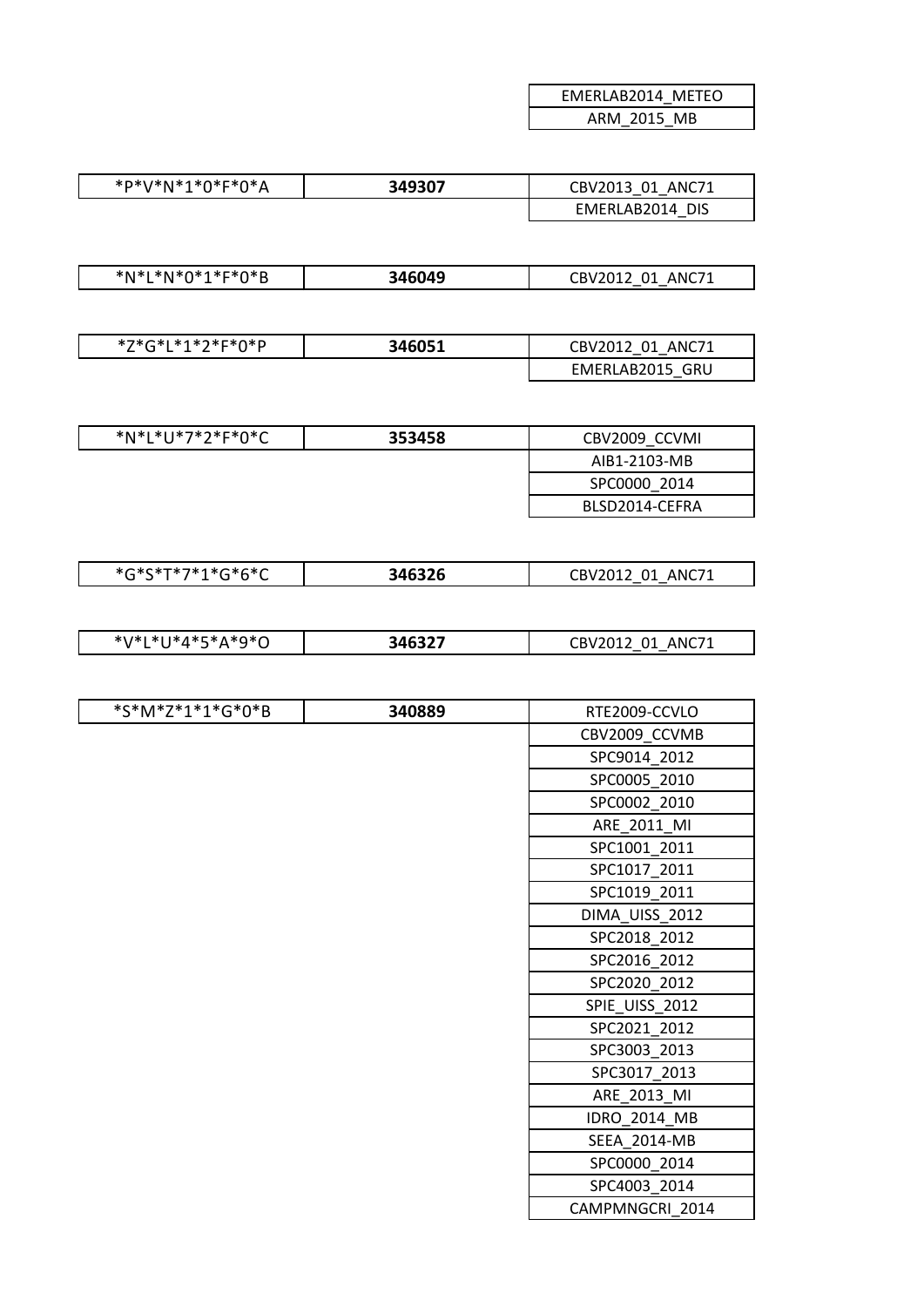| | | |
|---|---|---|
| | | EMERLAB2014_METEO |
| | | ARM_2015_MB |
| *P*V*N*1*0*F*0*A | **349307** | CBV2013_01_ANC71 |
| | | EMERLAB2014_DIS |
| *N*L*N*0*1*F*0*B | **346049** | CBV2012_01_ANC71 |
| *Z*G*L*1*2*F*0*P | **346051** | CBV2012_01_ANC71 |
| | | EMERLAB2015_GRU |
| *N*L*U*7*2*F*0*C | **353458** | CBV2009_CCVMI |
| | | AIB1-2103-MB |
| | | SPC0000_2014 |
| | | BLSD2014-CEFRA |
| *G*S*T*7*1*G*6*C | **346326** | CBV2012_01_ANC71 |
| *V*L*U*4*5*A*9*O | **346327** | CBV2012_01_ANC71 |
| *S*M*Z*1*1*G*0*B | **340889** | RTE2009-CCVLO |
| | | CBV2009_CCVMB |
| | | SPC9014_2012 |
| | | SPC0005_2010 |
| | | SPC0002_2010 |
| | | ARE_2011_MI |
| | | SPC1001_2011 |
| | | SPC1017_2011 |
| | | SPC1019_2011 |
| | | DIMA_UISS_2012 |
| | | SPC2018_2012 |
| | | SPC2016_2012 |
| | | SPC2020_2012 |
| | | SPIE_UISS_2012 |
| | | SPC2021_2012 |
| | | SPC3003_2013 |
| | | SPC3017_2013 |
| | | ARE_2013_MI |
| | | IDRO_2014_MB |
| | | SEEA_2014-MB |
| | | SPC0000_2014 |
| | | SPC4003_2014 |
| | | CAMPMNGCRI_2014 |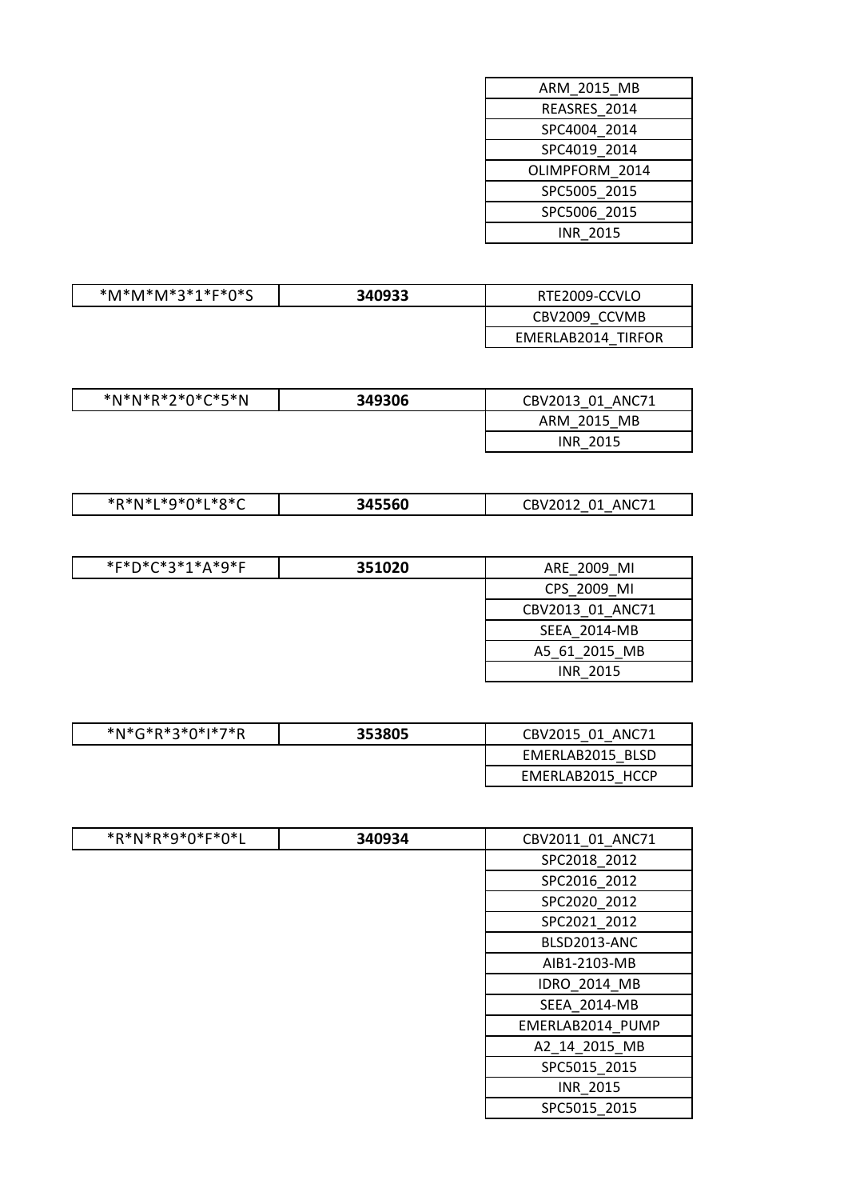| | | |
|---|---|---|
| | | ARM_2015_MB |
| | | REASRES_2014 |
| | | SPC4004_2014 |
| | | SPC4019_2014 |
| | | OLIMPFORM_2014 |
| | | SPC5005_2015 |
| | | SPC5006_2015 |
| | | INR_2015 |

| | | |
|---|---|---|
| *M*M*M*3*1*F*0*S | **340933** | RTE2009-CCVLO |
| | | CBV2009_CCVMB |
| | | EMERLAB2014_TIRFOR |

| | | |
|---|---|---|
| *N*N*R*2*0*C*5*N | **349306** | CBV2013_01_ANC71 |
| | | ARM_2015_MB |
| | | INR_2015 |

| | | |
|---|---|---|
| *R*N*L*9*0*L*8*C | **345560** | CBV2012_01_ANC71 |

| | | |
|---|---|---|
| *F*D*C*3*1*A*9*F | **351020** | ARE_2009_MI |
| | | CPS_2009_MI |
| | | CBV2013_01_ANC71 |
| | | SEEA_2014-MB |
| | | A5_61_2015_MB |
| | | INR_2015 |

| | | |
|---|---|---|
| *N*G*R*3*0*I*7*R | **353805** | CBV2015_01_ANC71 |
| | | EMERLAB2015_BLSD |
| | | EMERLAB2015_HCCP |

| | | |
|---|---|---|
| *R*N*R*9*0*F*0*L | **340934** | CBV2011_01_ANC71 |
| | | SPC2018_2012 |
| | | SPC2016_2012 |
| | | SPC2020_2012 |
| | | SPC2021_2012 |
| | | BLSD2013-ANC |
| | | AIB1-2103-MB |
| | | IDRO_2014_MB |
| | | SEEA_2014-MB |
| | | EMERLAB2014_PUMP |
| | | A2_14_2015_MB |
| | | SPC5015_2015 |
| | | INR_2015 |
| | | SPC5015_2015 |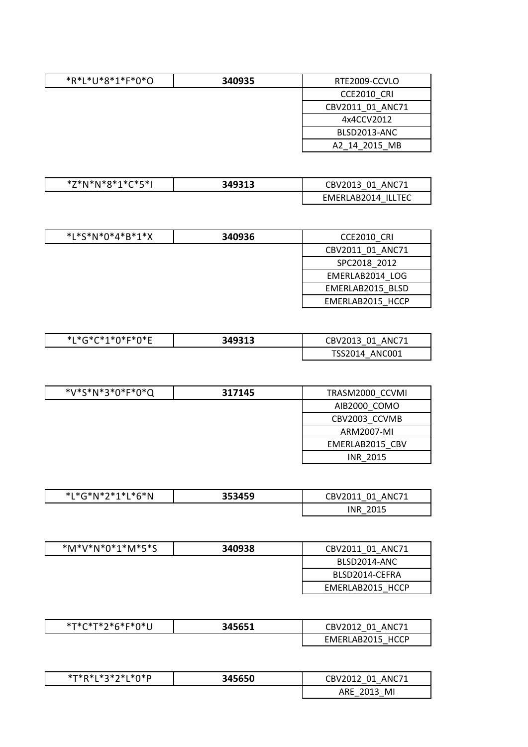| *R*L*U*8*1*F*0*O | **340935** | RTE2009-CCVLO |
|---|---|---|
| | | CCE2010_CRI |
| | | CBV2011_01_ANC71 |
| | | 4x4CCV2012 |
| | | BLSD2013-ANC |
| | | A2_14_2015_MB |

| *Z*N*N*8*1*C*5*I | **349313** | CBV2013_01_ANC71 |
|---|---|---|
| | | EMERLAB2014_ILLTEC |

| *L*S*N*0*4*B*1*X | **340936** | CCE2010_CRI |
|---|---|---|
| | | CBV2011_01_ANC71 |
| | | SPC2018_2012 |
| | | EMERLAB2014_LOG |
| | | EMERLAB2015_BLSD |
| | | EMERLAB2015_HCCP |

| *L*G*C*1*0*F*0*E | **349313** | CBV2013_01_ANC71 |
|---|---|---|
| | | TSS2014_ANC001 |

| *V*S*N*3*0*F*0*Q | **317145** | TRASM2000_CCVMI |
|---|---|---|
| | | AIB2000_COMO |
| | | CBV2003_CCVMB |
| | | ARM2007-MI |
| | | EMERLAB2015_CBV |
| | | INR_2015 |

| *L*G*N*2*1*L*6*N | **353459** | CBV2011_01_ANC71 |
|---|---|---|
| | | INR_2015 |

| *M*V*N*0*1*M*5*S | **340938** | CBV2011_01_ANC71 |
|---|---|---|
| | | BLSD2014-ANC |
| | | BLSD2014-CEFRA |
| | | EMERLAB2015_HCCP |

| *T*C*T*2*6*F*0*U | **345651** | CBV2012_01_ANC71 |
|---|---|---|
| | | EMERLAB2015_HCCP |

| *T*R*L*3*2*L*0*P | **345650** | CBV2012_01_ANC71 |
|---|---|---|
| | | ARE_2013_MI |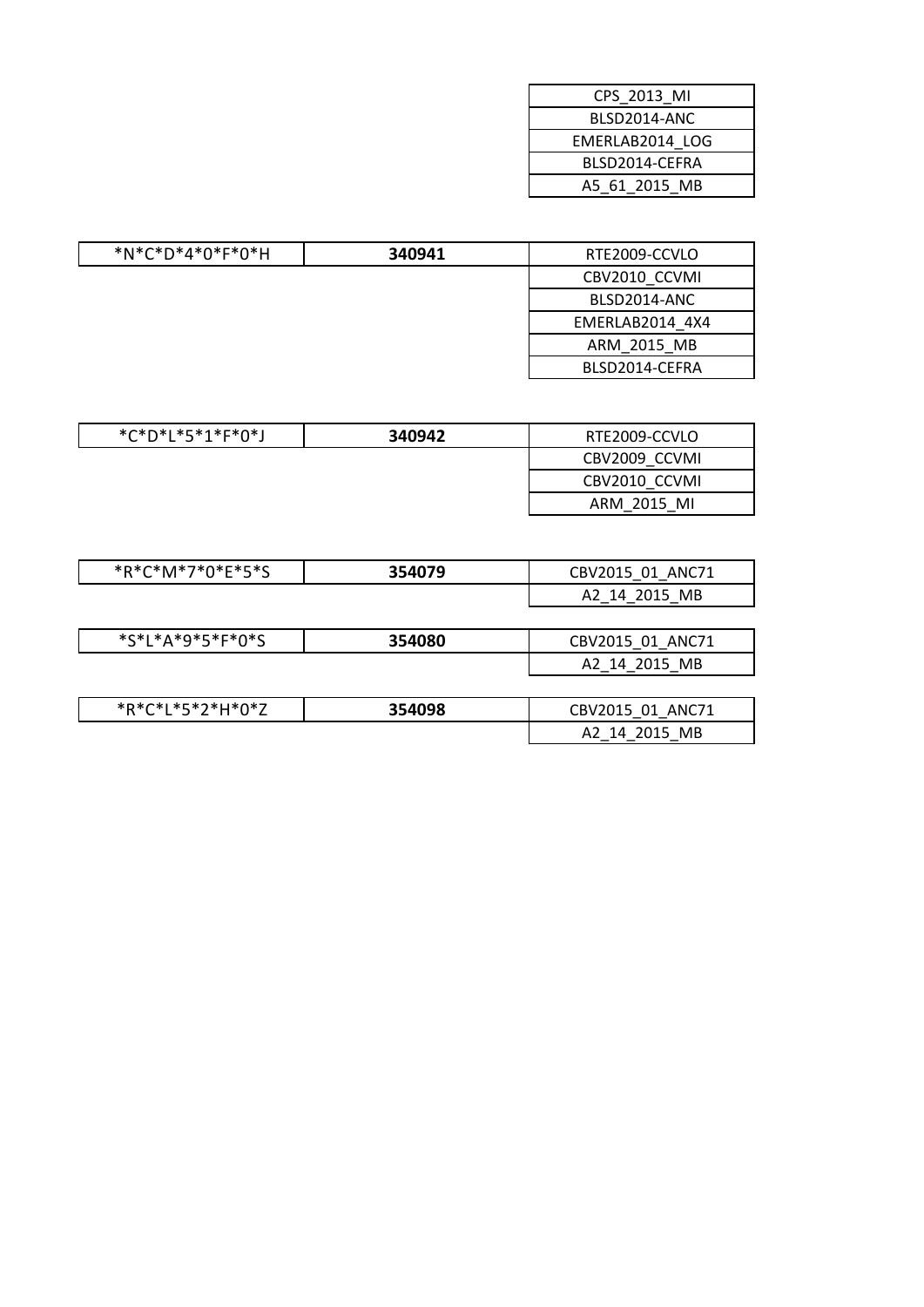| | | |
|---|---|---|
| | | CPS_2013_MI |
| | | BLSD2014-ANC |
| | | EMERLAB2014_LOG |
| | | BLSD2014-CEFRA |
| | | A5_61_2015_MB |

| | | |
|---|---|---|
| *N*C*D*4*0*F*0*H | **340941** | RTE2009-CCVLO |
| | | CBV2010_CCVMI |
| | | BLSD2014-ANC |
| | | EMERLAB2014_4X4 |
| | | ARM_2015_MB |
| | | BLSD2014-CEFRA |

| | | |
|---|---|---|
| *C*D*L*5*1*F*0*J | **340942** | RTE2009-CCVLO |
| | | CBV2009_CCVMI |
| | | CBV2010_CCVMI |
| | | ARM_2015_MI |

| | | |
|---|---|---|
| *R*C*M*7*0*E*5*S | **354079** | CBV2015_01_ANC71 |
| | | A2_14_2015_MB |

| | | |
|---|---|---|
| *S*L*A*9*5*F*0*S | **354080** | CBV2015_01_ANC71 |
| | | A2_14_2015_MB |

| | | |
|---|---|---|
| *R*C*L*5*2*H*0*Z | **354098** | CBV2015_01_ANC71 |
| | | A2_14_2015_MB |